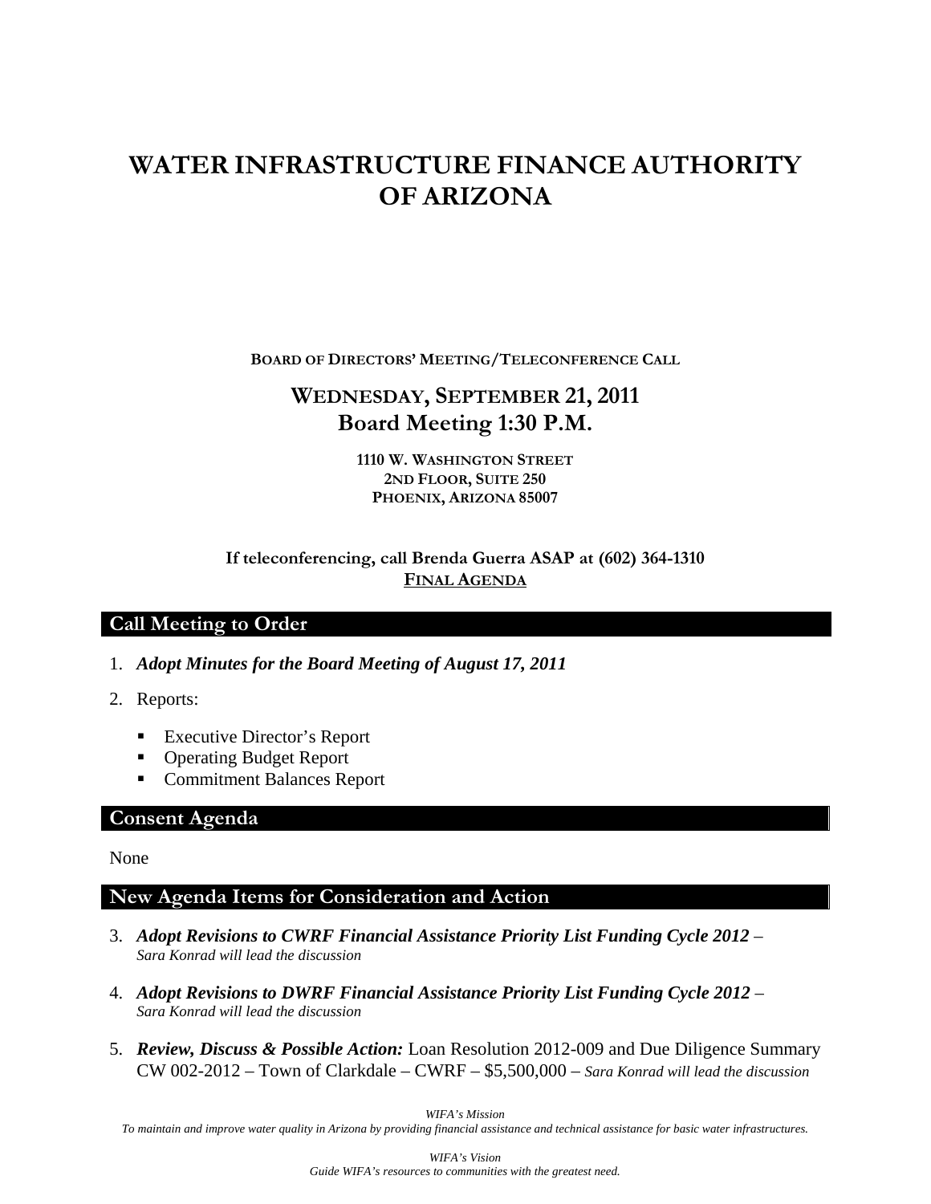# WATER INFRASTRUCTURE FINANCE AUTHORITY OF ARIZONA

**BOARD OF DIRECTORS' MEETING/TELECONFERENCE CALL**

## WEDNESDAY, SEPTEMBER 21, 2011
## Board Meeting 1:30 P.M.

**1110 W. WASHINGTON STREET**
**2ND FLOOR, SUITE 250**
**PHOENIX, ARIZONA 85007**

**If teleconferencing, call Brenda Guerra ASAP at (602) 364-1310**
**FINAL AGENDA**

## Call Meeting to Order

1. ***Adopt Minutes for the Board Meeting of August 17, 2011***
2. Reports:
   - Executive Director's Report
   - Operating Budget Report
   - Commitment Balances Report

## Consent Agenda

None

## New Agenda Items for Consideration and Action

3. ***Adopt Revisions to CWRF Financial Assistance Priority List Funding Cycle 2012*** – *Sara Konrad will lead the discussion*
4. ***Adopt Revisions to DWRF Financial Assistance Priority List Funding Cycle 2012*** – *Sara Konrad will lead the discussion*
5. ***Review, Discuss & Possible Action:*** Loan Resolution 2012-009 and Due Diligence Summary CW 002-2012 – Town of Clarkdale – CWRF – $5,500,000 – *Sara Konrad will lead the discussion*

*WIFA's Mission*
*To maintain and improve water quality in Arizona by providing financial assistance and technical assistance for basic water infrastructures.*

*WIFA's Vision*
*Guide WIFA's resources to communities with the greatest need.*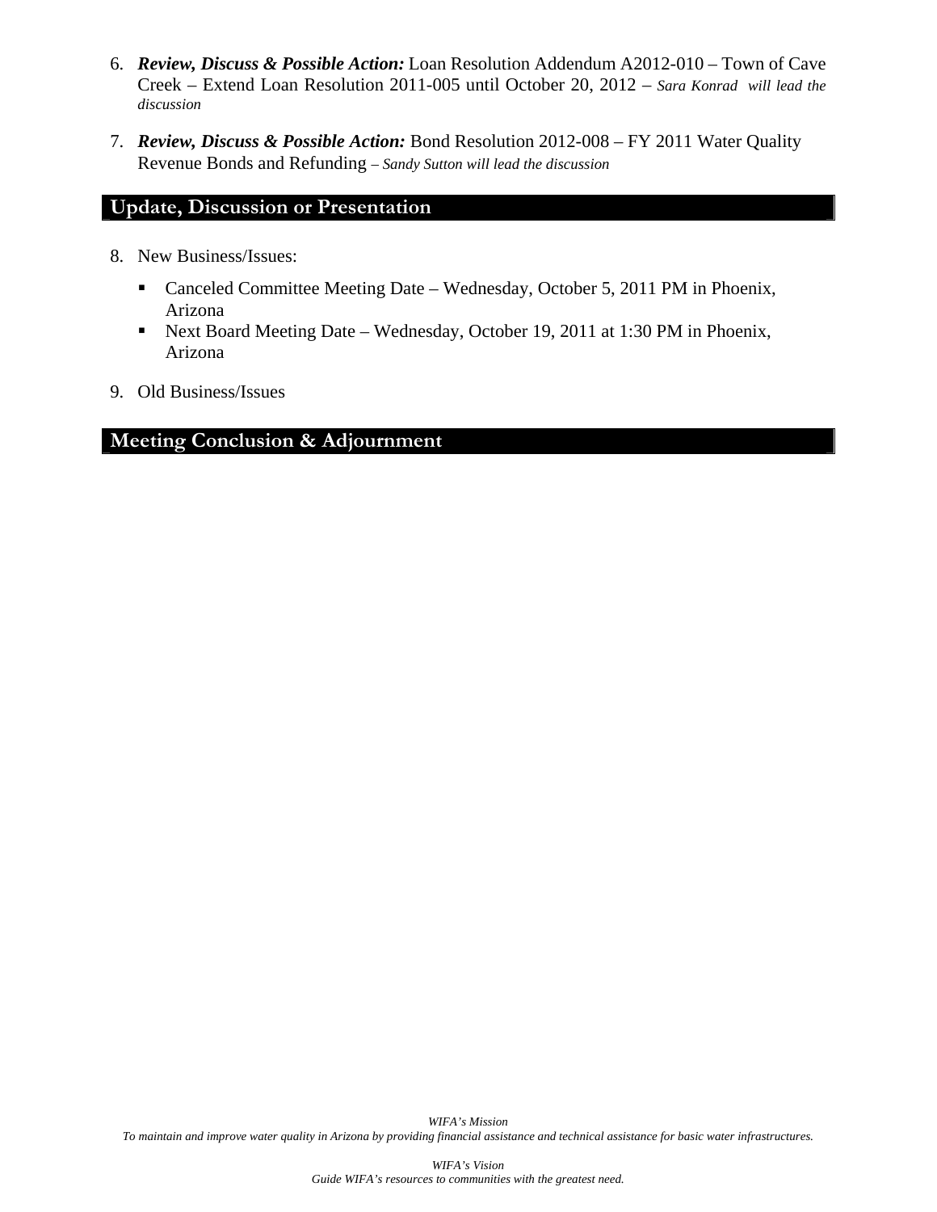6. ***Review, Discuss & Possible Action:*** Loan Resolution Addendum A2012-010 – Town of Cave Creek – Extend Loan Resolution 2011-005 until October 20, 2012 – *Sara Konrad will lead the discussion*

7. ***Review, Discuss & Possible Action:*** Bond Resolution 2012-008 – FY 2011 Water Quality Revenue Bonds and Refunding – *Sandy Sutton will lead the discussion*

## Update, Discussion or Presentation

8. New Business/Issues:
   - Canceled Committee Meeting Date – Wednesday, October 5, 2011 PM in Phoenix, Arizona
   - Next Board Meeting Date – Wednesday, October 19, 2011 at 1:30 PM in Phoenix, Arizona

9. Old Business/Issues

## Meeting Conclusion & Adjournment

*WIFA's Mission*
*To maintain and improve water quality in Arizona by providing financial assistance and technical assistance for basic water infrastructures.*

*WIFA's Vision*
*Guide WIFA's resources to communities with the greatest need.*